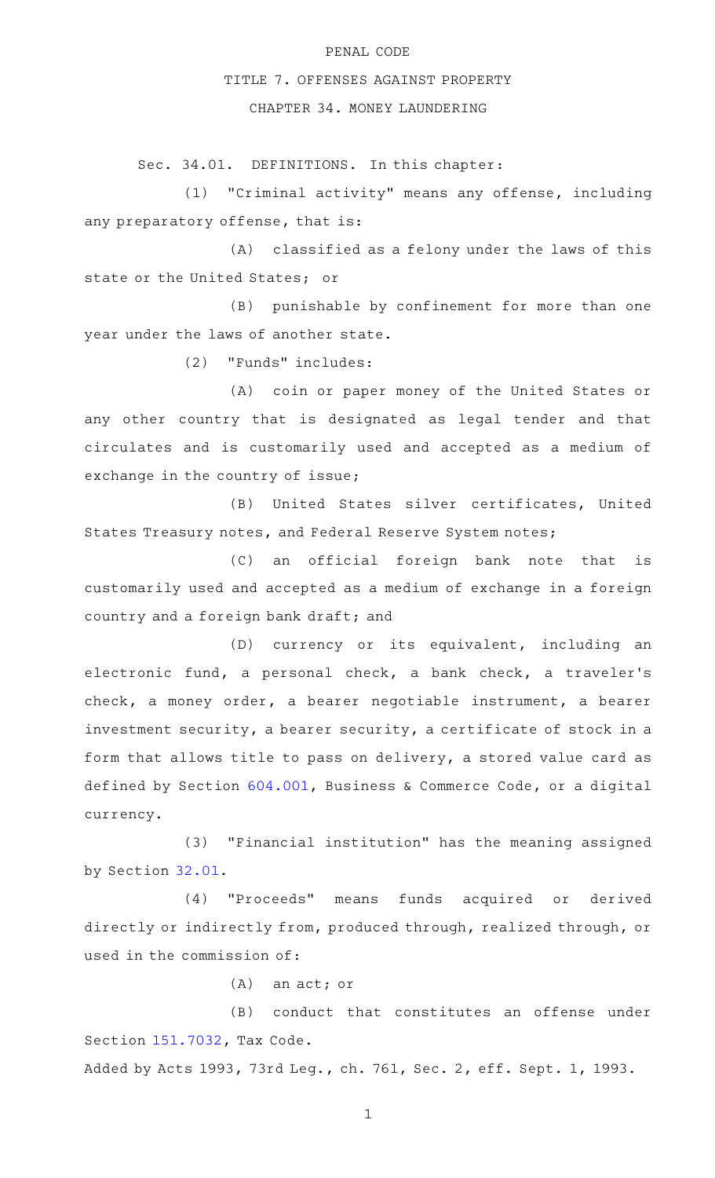PENAL CODE

TITLE 7. OFFENSES AGAINST PROPERTY

CHAPTER 34. MONEY LAUNDERING

Sec. 34.01. DEFINITIONS. In this chapter:

(1) "Criminal activity" means any offense, including any preparatory offense, that is:

(A) classified as a felony under the laws of this state or the United States; or

(B) punishable by confinement for more than one year under the laws of another state.

(2) "Funds" includes:

(A) coin or paper money of the United States or any other country that is designated as legal tender and that circulates and is customarily used and accepted as a medium of exchange in the country of issue;

(B) United States silver certificates, United States Treasury notes, and Federal Reserve System notes;

(C) an official foreign bank note that is customarily used and accepted as a medium of exchange in a foreign country and a foreign bank draft; and

(D) currency or its equivalent, including an electronic fund, a personal check, a bank check, a traveler's check, a money order, a bearer negotiable instrument, a bearer investment security, a bearer security, a certificate of stock in a form that allows title to pass on delivery, a stored value card as defined by Section 604.001, Business & Commerce Code, or a digital currency.

(3) "Financial institution" has the meaning assigned by Section 32.01.

(4) "Proceeds" means funds acquired or derived directly or indirectly from, produced through, realized through, or used in the commission of:

(A) an act; or

(B) conduct that constitutes an offense under Section 151.7032, Tax Code.

Added by Acts 1993, 73rd Leg., ch. 761, Sec. 2, eff. Sept. 1, 1993.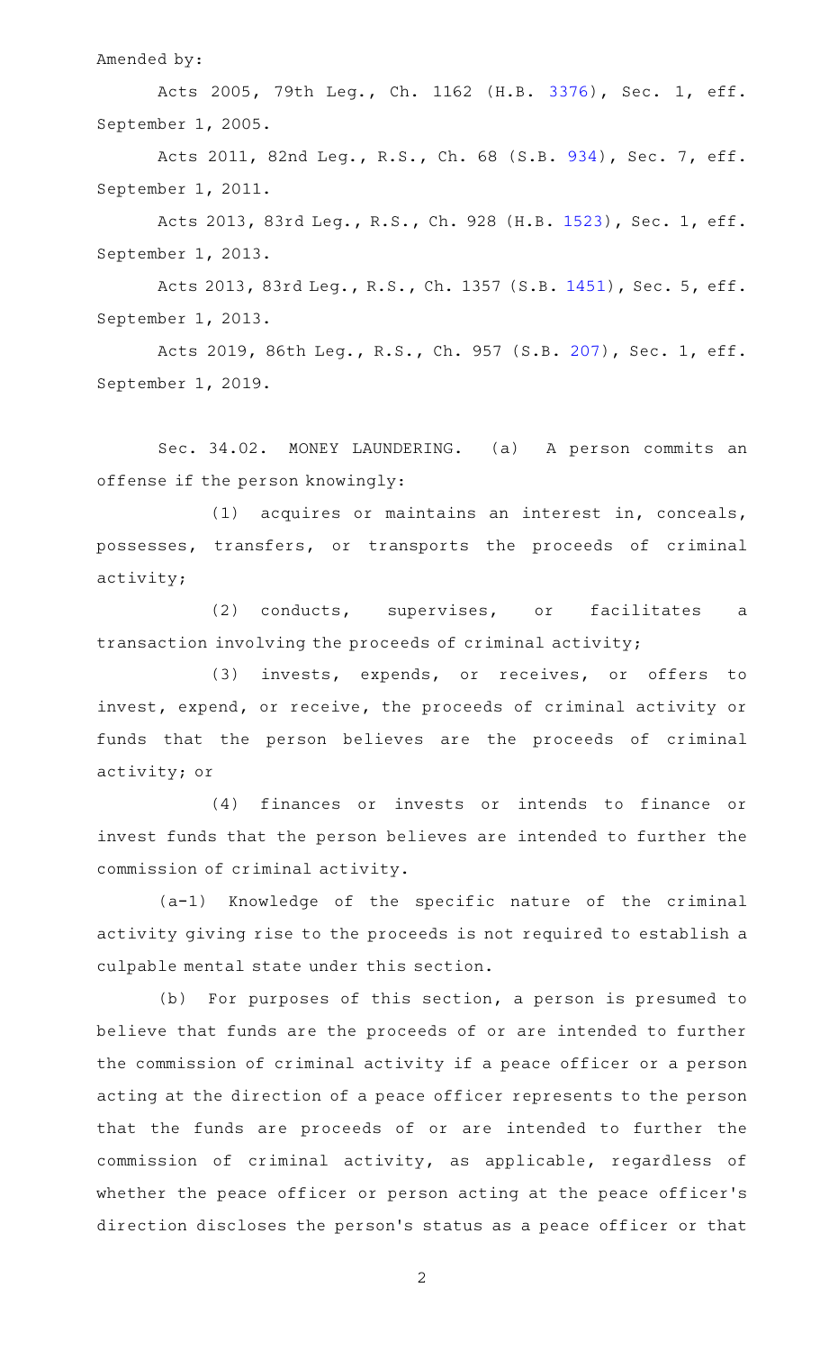Amended by:

Acts 2005, 79th Leg., Ch. 1162 (H.B. 3376), Sec. 1, eff. September 1, 2005.

Acts 2011, 82nd Leg., R.S., Ch. 68 (S.B. 934), Sec. 7, eff. September 1, 2011.

Acts 2013, 83rd Leg., R.S., Ch. 928 (H.B. 1523), Sec. 1, eff. September 1, 2013.

Acts 2013, 83rd Leg., R.S., Ch. 1357 (S.B. 1451), Sec. 5, eff. September 1, 2013.

Acts 2019, 86th Leg., R.S., Ch. 957 (S.B. 207), Sec. 1, eff. September 1, 2019.

Sec. 34.02. MONEY LAUNDERING. (a) A person commits an offense if the person knowingly:

(1) acquires or maintains an interest in, conceals, possesses, transfers, or transports the proceeds of criminal activity;

(2) conducts, supervises, or facilitates a transaction involving the proceeds of criminal activity;

(3) invests, expends, or receives, or offers to invest, expend, or receive, the proceeds of criminal activity or funds that the person believes are the proceeds of criminal activity; or

(4) finances or invests or intends to finance or invest funds that the person believes are intended to further the commission of criminal activity.

(a-1) Knowledge of the specific nature of the criminal activity giving rise to the proceeds is not required to establish a culpable mental state under this section.

(b) For purposes of this section, a person is presumed to believe that funds are the proceeds of or are intended to further the commission of criminal activity if a peace officer or a person acting at the direction of a peace officer represents to the person that the funds are proceeds of or are intended to further the commission of criminal activity, as applicable, regardless of whether the peace officer or person acting at the peace officer's direction discloses the person's status as a peace officer or that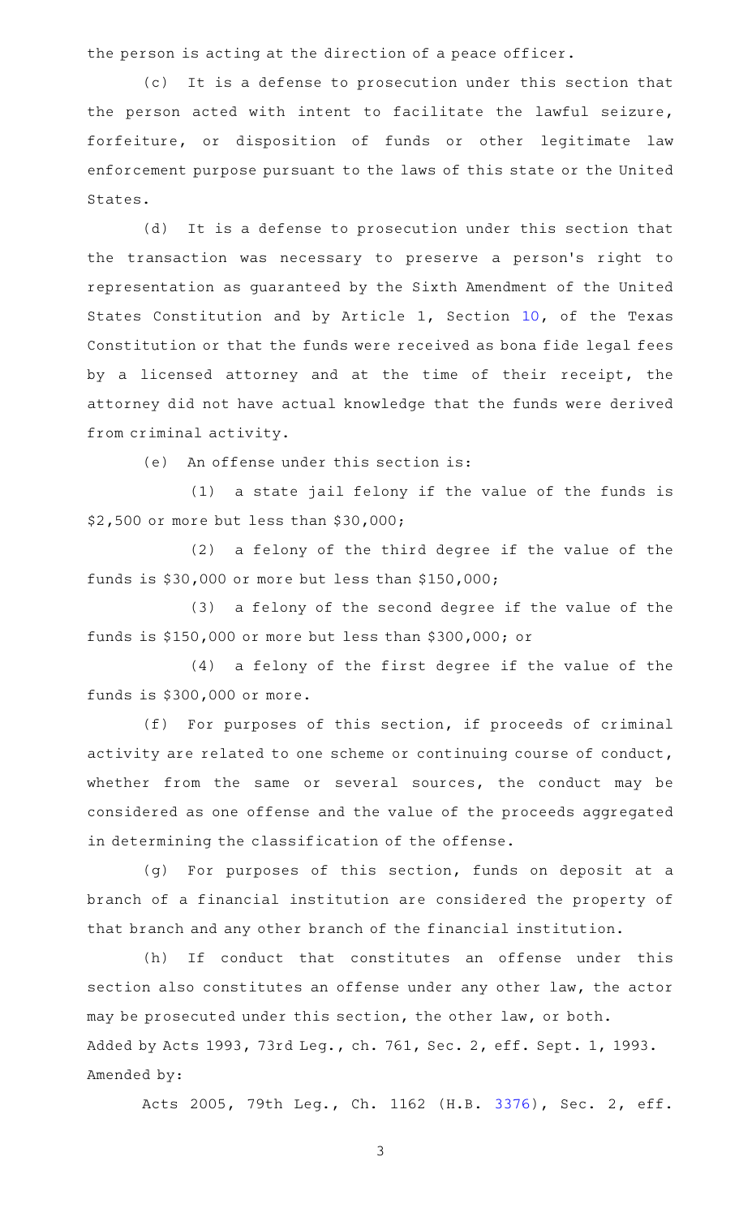the person is acting at the direction of a peace officer.

(c) It is a defense to prosecution under this section that the person acted with intent to facilitate the lawful seizure, forfeiture, or disposition of funds or other legitimate law enforcement purpose pursuant to the laws of this state or the United States.

(d) It is a defense to prosecution under this section that the transaction was necessary to preserve a person's right to representation as guaranteed by the Sixth Amendment of the United States Constitution and by Article 1, Section 10, of the Texas Constitution or that the funds were received as bona fide legal fees by a licensed attorney and at the time of their receipt, the attorney did not have actual knowledge that the funds were derived from criminal activity.

(e) An offense under this section is:

(1) a state jail felony if the value of the funds is $2,500 or more but less than $30,000;

(2) a felony of the third degree if the value of the funds is $30,000 or more but less than $150,000;

(3) a felony of the second degree if the value of the funds is $150,000 or more but less than $300,000; or

(4) a felony of the first degree if the value of the funds is $300,000 or more.

(f) For purposes of this section, if proceeds of criminal activity are related to one scheme or continuing course of conduct, whether from the same or several sources, the conduct may be considered as one offense and the value of the proceeds aggregated in determining the classification of the offense.

(g) For purposes of this section, funds on deposit at a branch of a financial institution are considered the property of that branch and any other branch of the financial institution.

(h) If conduct that constitutes an offense under this section also constitutes an offense under any other law, the actor may be prosecuted under this section, the other law, or both.

Added by Acts 1993, 73rd Leg., ch. 761, Sec. 2, eff. Sept. 1, 1993.
Amended by:

Acts 2005, 79th Leg., Ch. 1162 (H.B. 3376), Sec. 2, eff.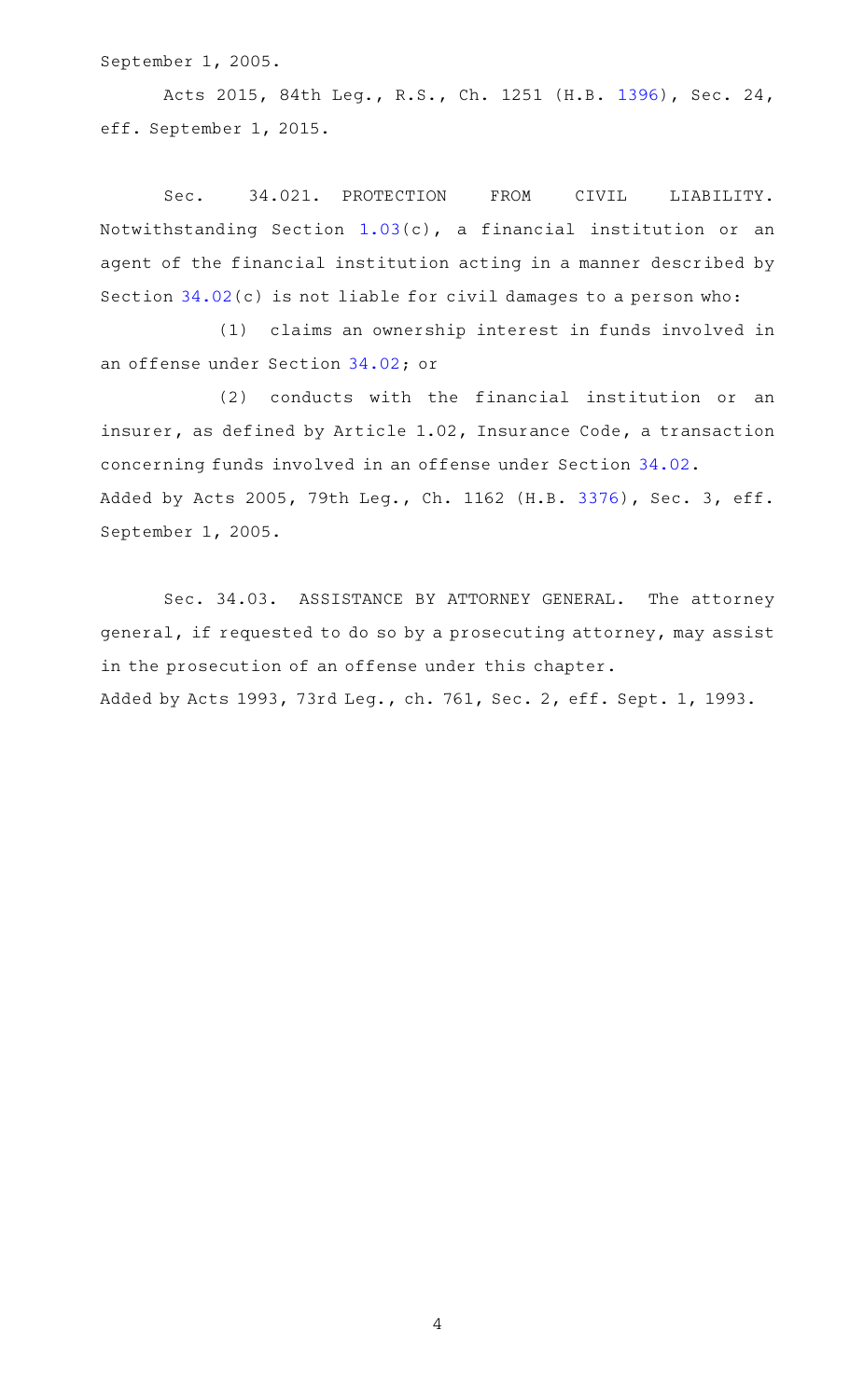September 1, 2005.

Acts 2015, 84th Leg., R.S., Ch. 1251 (H.B. 1396), Sec. 24, eff. September 1, 2015.

Sec. 34.021. PROTECTION FROM CIVIL LIABILITY. Notwithstanding Section 1.03(c), a financial institution or an agent of the financial institution acting in a manner described by Section 34.02(c) is not liable for civil damages to a person who:

(1) claims an ownership interest in funds involved in an offense under Section 34.02; or

(2) conducts with the financial institution or an insurer, as defined by Article 1.02, Insurance Code, a transaction concerning funds involved in an offense under Section 34.02.

Added by Acts 2005, 79th Leg., Ch. 1162 (H.B. 3376), Sec. 3, eff. September 1, 2005.

Sec. 34.03. ASSISTANCE BY ATTORNEY GENERAL. The attorney general, if requested to do so by a prosecuting attorney, may assist in the prosecution of an offense under this chapter.

Added by Acts 1993, 73rd Leg., ch. 761, Sec. 2, eff. Sept. 1, 1993.